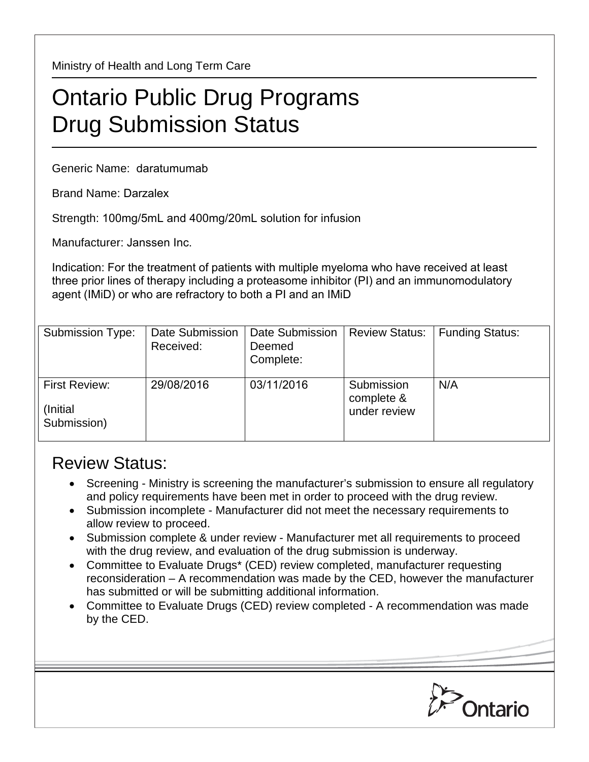Ministry of Health and Long Term Care

# Ontario Public Drug Programs Drug Submission Status

Generic Name: daratumumab

Brand Name: Darzalex

Strength: 100mg/5mL and 400mg/20mL solution for infusion

Manufacturer: Janssen Inc.

Indication: For the treatment of patients with multiple myeloma who have received at least three prior lines of therapy including a proteasome inhibitor (PI) and an immunomodulatory agent (IMiD) or who are refractory to both a PI and an IMiD

| Submission Type: | Date Submission Received: | Date Submission Deemed Complete: | Review Status: | Funding Status: |
|---|---|---|---|---|
| First Review: (Initial Submission) | 29/08/2016 | 03/11/2016 | Submission complete & under review | N/A |

## Review Status:

- Screening - Ministry is screening the manufacturer's submission to ensure all regulatory and policy requirements have been met in order to proceed with the drug review.
- Submission incomplete - Manufacturer did not meet the necessary requirements to allow review to proceed.
- Submission complete & under review - Manufacturer met all requirements to proceed with the drug review, and evaluation of the drug submission is underway.
- Committee to Evaluate Drugs* (CED) review completed, manufacturer requesting reconsideration – A recommendation was made by the CED, however the manufacturer has submitted or will be submitting additional information.
- Committee to Evaluate Drugs (CED) review completed - A recommendation was made by the CED.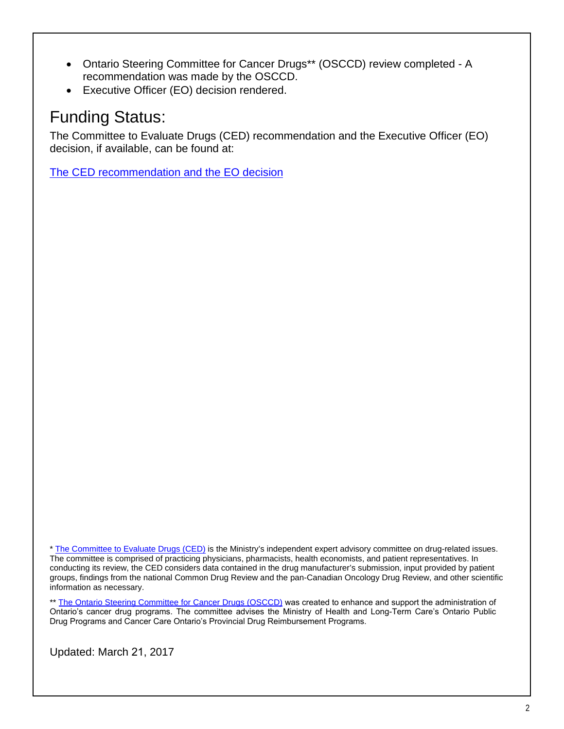- Ontario Steering Committee for Cancer Drugs** (OSCCD) review completed - A recommendation was made by the OSCCD.
- Executive Officer (EO) decision rendered.

# Funding Status:

The Committee to Evaluate Drugs (CED) recommendation and the Executive Officer (EO) decision, if available, can be found at:

The CED recommendation and the EO decision

* The Committee to Evaluate Drugs (CED) is the Ministry's independent expert advisory committee on drug-related issues. The committee is comprised of practicing physicians, pharmacists, health economists, and patient representatives. In conducting its review, the CED considers data contained in the drug manufacturer's submission, input provided by patient groups, findings from the national Common Drug Review and the pan-Canadian Oncology Drug Review, and other scientific information as necessary.

** The Ontario Steering Committee for Cancer Drugs (OSCCD) was created to enhance and support the administration of Ontario's cancer drug programs. The committee advises the Ministry of Health and Long-Term Care's Ontario Public Drug Programs and Cancer Care Ontario's Provincial Drug Reimbursement Programs.

Updated: March 21, 2017